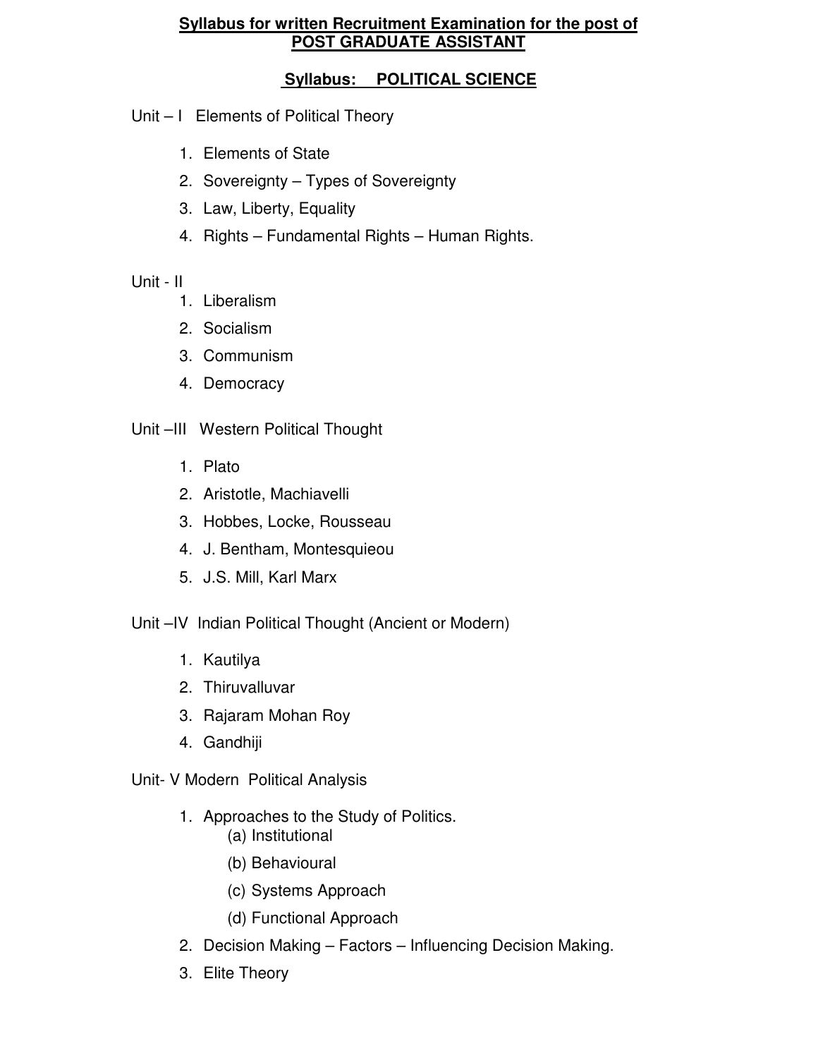# Syllabus for written Recruitment Examination for the post of POST GRADUATE ASSISTANT

## Syllabus: POLITICAL SCIENCE

Unit – I Elements of Political Theory

1. Elements of State
2. Sovereignty – Types of Sovereignty
3. Law, Liberty, Equality
4. Rights – Fundamental Rights – Human Rights.

Unit - II

1. Liberalism
2. Socialism
3. Communism
4. Democracy

Unit –III Western Political Thought

1. Plato
2. Aristotle, Machiavelli
3. Hobbes, Locke, Rousseau
4. J. Bentham, Montesquieou
5. J.S. Mill, Karl Marx

Unit –IV Indian Political Thought (Ancient or Modern)

1. Kautilya
2. Thiruvalluvar
3. Rajaram Mohan Roy
4. Gandhiji

Unit- V Modern Political Analysis

1. Approaches to the Study of Politics.
   - (a) Institutional
   - (b) Behavioural
   - (c) Systems Approach
   - (d) Functional Approach
2. Decision Making – Factors – Influencing Decision Making.
3. Elite Theory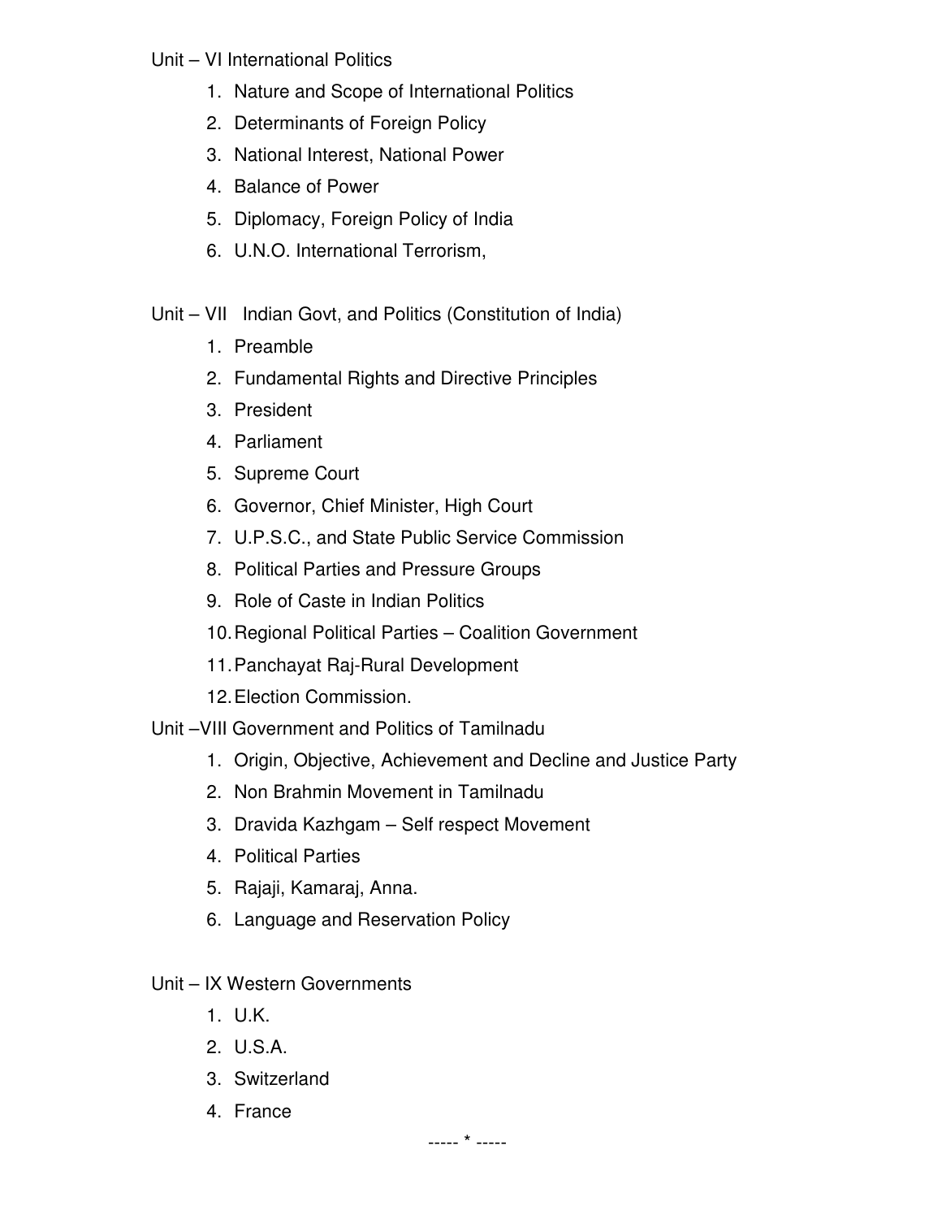Unit – VI International Politics

1. Nature and Scope of International Politics
2. Determinants of Foreign Policy
3. National Interest, National Power
4. Balance of Power
5. Diplomacy, Foreign Policy of India
6. U.N.O. International Terrorism,

Unit – VII Indian Govt, and Politics (Constitution of India)

1. Preamble
2. Fundamental Rights and Directive Principles
3. President
4. Parliament
5. Supreme Court
6. Governor, Chief Minister, High Court
7. U.P.S.C., and State Public Service Commission
8. Political Parties and Pressure Groups
9. Role of Caste in Indian Politics
10. Regional Political Parties – Coalition Government
11. Panchayat Raj-Rural Development
12. Election Commission.

Unit –VIII Government and Politics of Tamilnadu

1. Origin, Objective, Achievement and Decline and Justice Party
2. Non Brahmin Movement in Tamilnadu
3. Dravida Kazhgam – Self respect Movement
4. Political Parties
5. Rajaji, Kamaraj, Anna.
6. Language and Reservation Policy

Unit – IX Western Governments

1. U.K.
2. U.S.A.
3. Switzerland
4. France

----- * -----